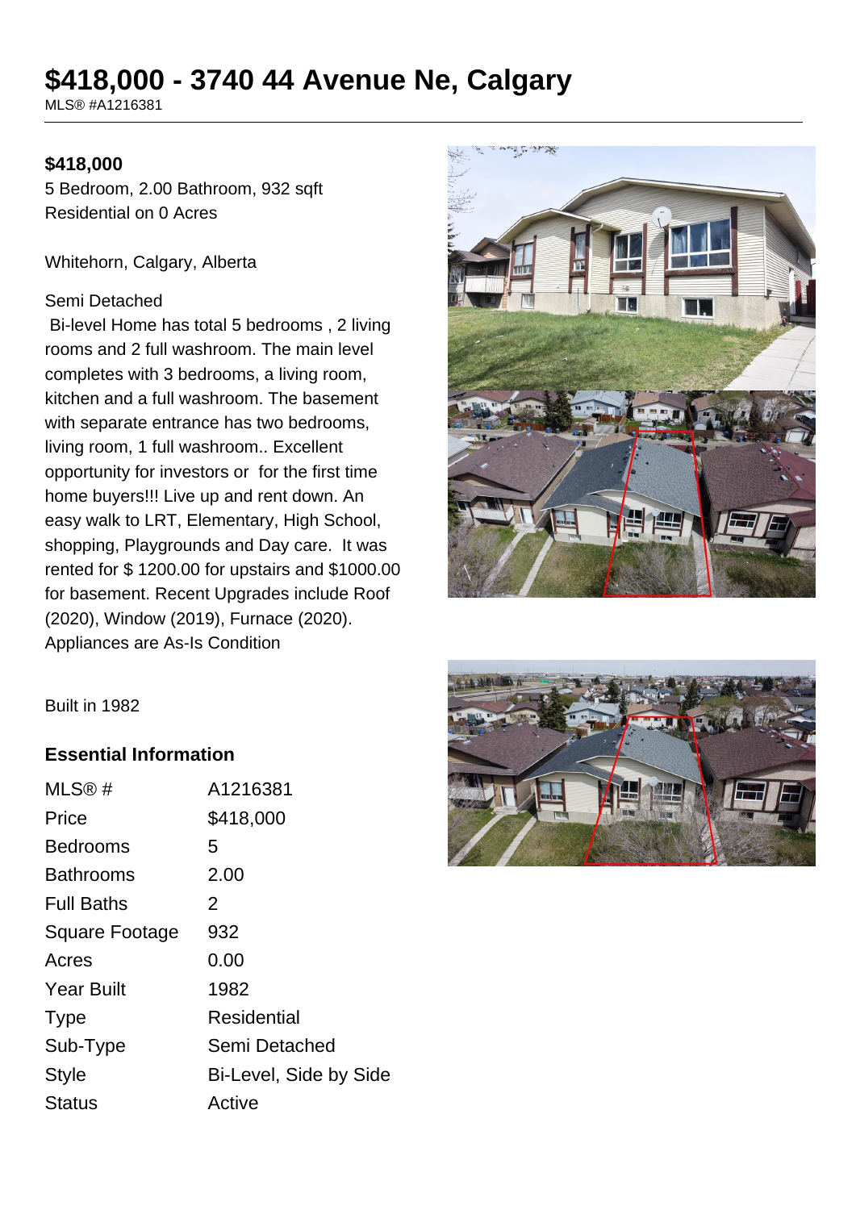# $418,000 - 3740 44 Avenue Ne, Calgary

MLS® #A1216381

**$418,000**

5 Bedroom, 2.00 Bathroom, 932 sqft
Residential on 0 Acres

Whitehorn, Calgary, Alberta

Semi Detached

Bi-level Home has total 5 bedrooms , 2 living rooms and 2 full washroom. The main level completes with 3 bedrooms, a living room, kitchen and a full washroom. The basement with separate entrance has two bedrooms, living room, 1 full washroom.. Excellent opportunity for investors or for the first time home buyers!!! Live up and rent down. An easy walk to LRT, Elementary, High School, shopping, Playgrounds and Day care. It was rented for $ 1200.00 for upstairs and $1000.00 for basement. Recent Upgrades include Roof (2020), Window (2019), Furnace (2020). Appliances are As-Is Condition

Built in 1982

### Essential Information

| | |
|---|---|
| MLS® # | A1216381 |
| Price | $418,000 |
| Bedrooms | 5 |
| Bathrooms | 2.00 |
| Full Baths | 2 |
| Square Footage | 932 |
| Acres | 0.00 |
| Year Built | 1982 |
| Type | Residential |
| Sub-Type | Semi Detached |
| Style | Bi-Level, Side by Side |
| Status | Active |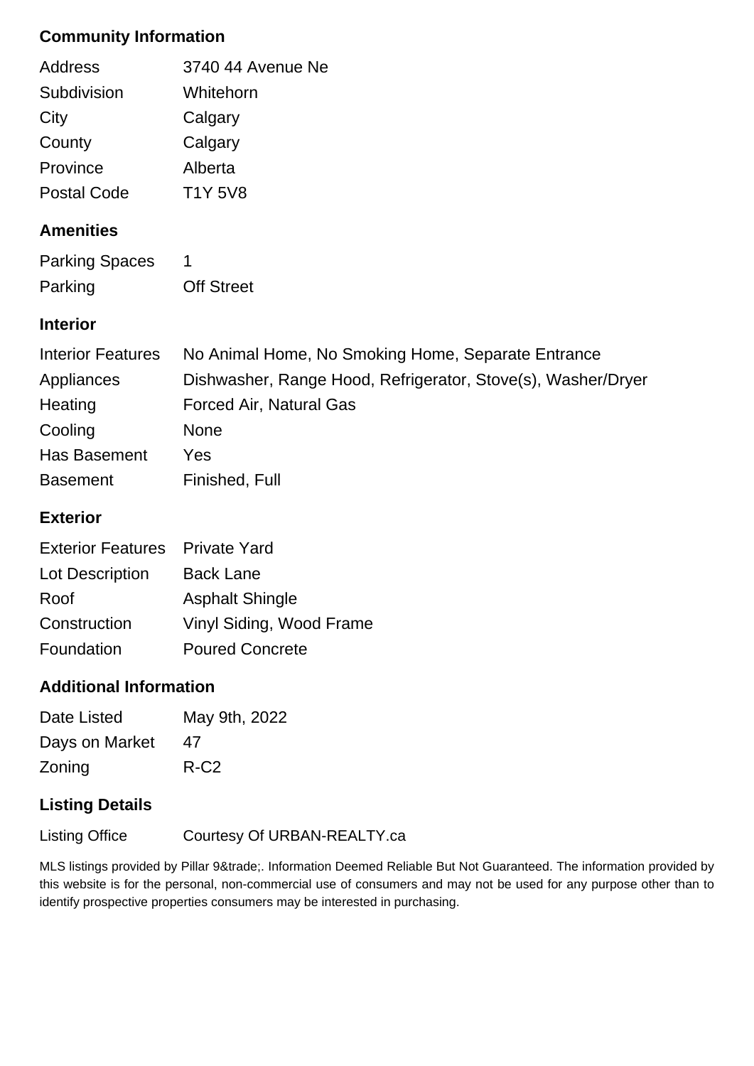## Community Information

| | |
|---|---|
| Address | 3740 44 Avenue Ne |
| Subdivision | Whitehorn |
| City | Calgary |
| County | Calgary |
| Province | Alberta |
| Postal Code | T1Y 5V8 |

## Amenities

| | |
|---|---|
| Parking Spaces | 1 |
| Parking | Off Street |

## Interior

| | |
|---|---|
| Interior Features | No Animal Home, No Smoking Home, Separate Entrance |
| Appliances | Dishwasher, Range Hood, Refrigerator, Stove(s), Washer/Dryer |
| Heating | Forced Air, Natural Gas |
| Cooling | None |
| Has Basement | Yes |
| Basement | Finished, Full |

## Exterior

| | |
|---|---|
| Exterior Features | Private Yard |
| Lot Description | Back Lane |
| Roof | Asphalt Shingle |
| Construction | Vinyl Siding, Wood Frame |
| Foundation | Poured Concrete |

## Additional Information

| | |
|---|---|
| Date Listed | May 9th, 2022 |
| Days on Market | 47 |
| Zoning | R-C2 |

## Listing Details

| | |
|---|---|
| Listing Office | Courtesy Of URBAN-REALTY.ca |

MLS listings provided by Pillar 9&trade;. Information Deemed Reliable But Not Guaranteed. The information provided by this website is for the personal, non-commercial use of consumers and may not be used for any purpose other than to identify prospective properties consumers may be interested in purchasing.